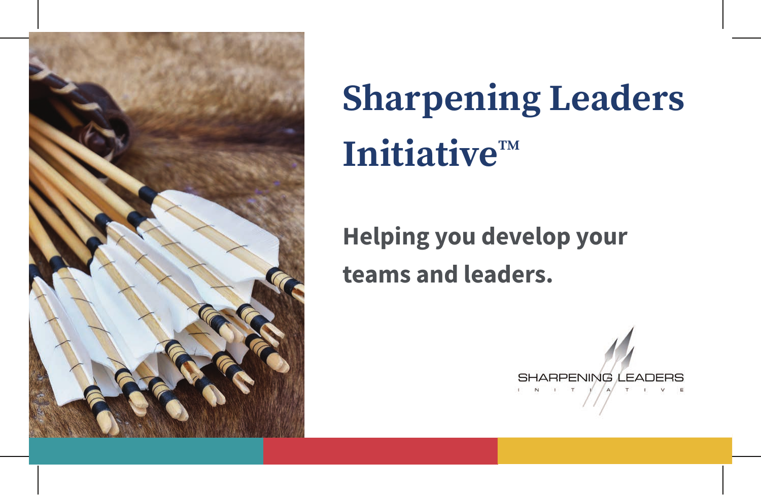# Sharpening Leaders Initiative™

## Helping you develop your teams and leaders.

SHARPENING LEADERS
I N I T I A T I V E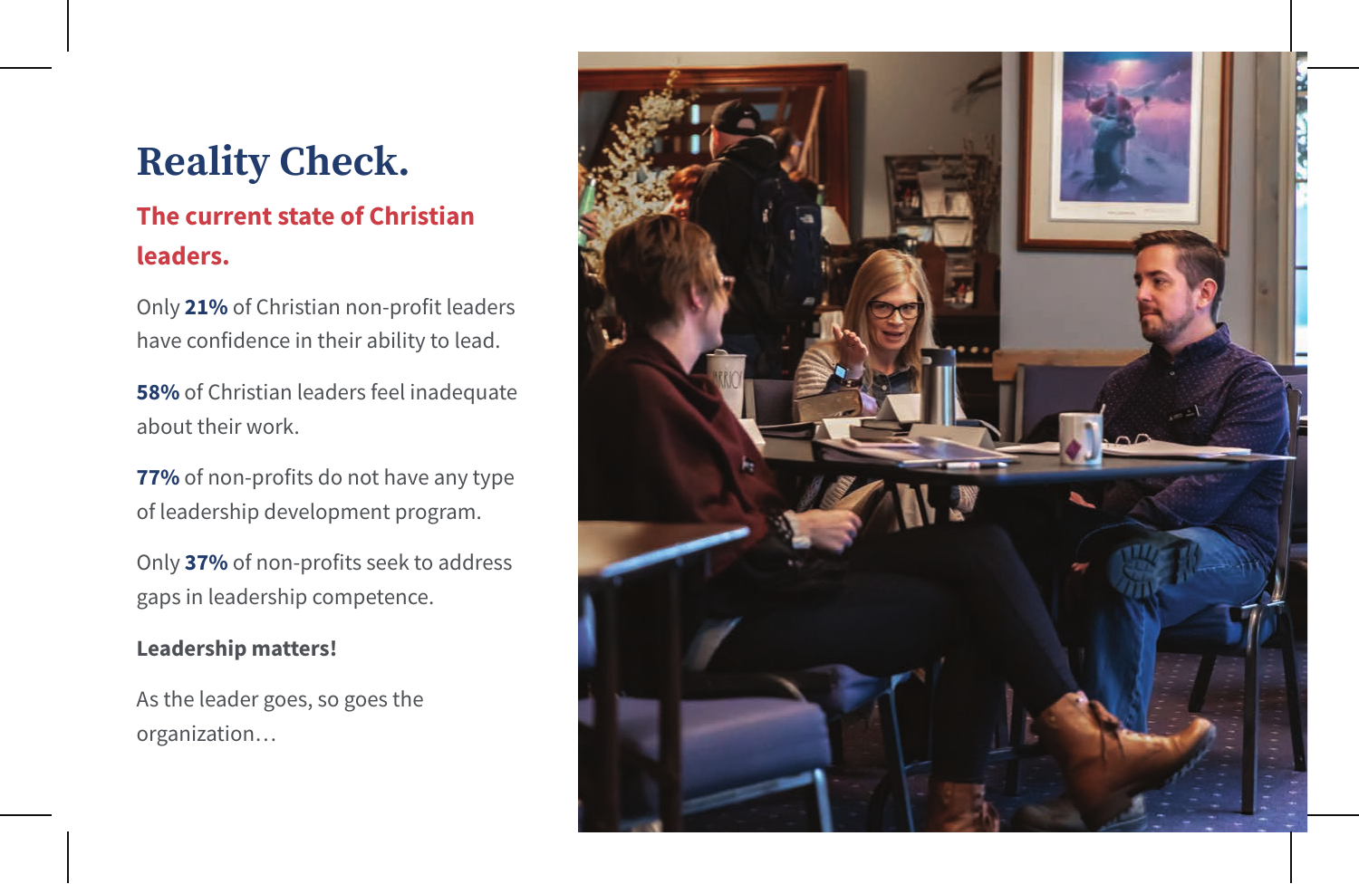# Reality Check.

## The current state of Christian leaders.

Only **21%** of Christian non-profit leaders have confidence in their ability to lead.

**58%** of Christian leaders feel inadequate about their work.

**77%** of non-profits do not have any type of leadership development program.

Only **37%** of non-profits seek to address gaps in leadership competence.

**Leadership matters!**

As the leader goes, so goes the organization…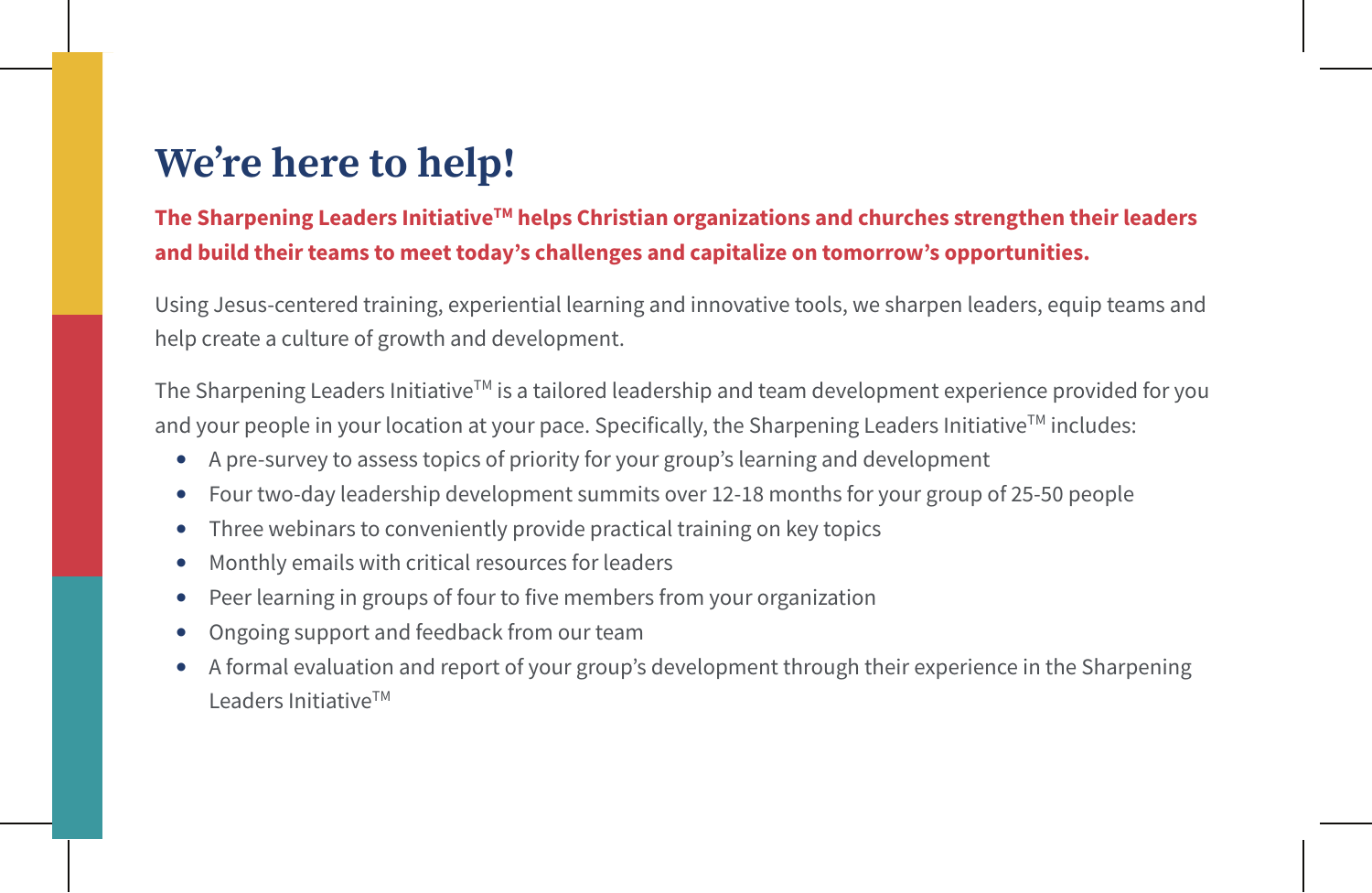# We're here to help!

**The Sharpening Leaders Initiative™ helps Christian organizations and churches strengthen their leaders and build their teams to meet today's challenges and capitalize on tomorrow's opportunities.**

Using Jesus-centered training, experiential learning and innovative tools, we sharpen leaders, equip teams and help create a culture of growth and development.

The Sharpening Leaders Initiative™ is a tailored leadership and team development experience provided for you and your people in your location at your pace. Specifically, the Sharpening Leaders Initiative™ includes:

- A pre-survey to assess topics of priority for your group's learning and development
- Four two-day leadership development summits over 12-18 months for your group of 25-50 people
- Three webinars to conveniently provide practical training on key topics
- Monthly emails with critical resources for leaders
- Peer learning in groups of four to five members from your organization
- Ongoing support and feedback from our team
- A formal evaluation and report of your group's development through their experience in the Sharpening Leaders Initiative™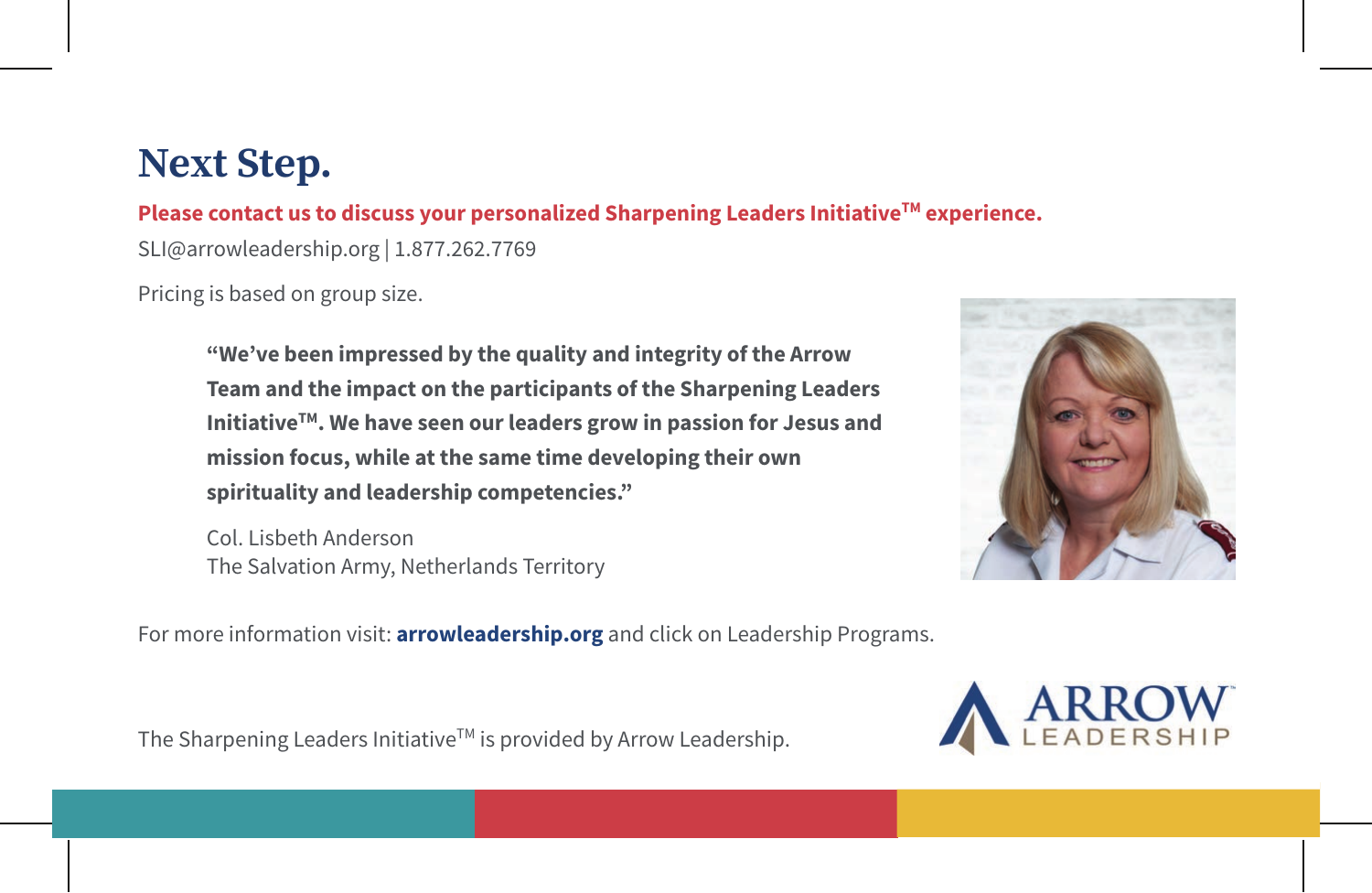# Next Step.

**Please contact us to discuss your personalized Sharpening Leaders Initiative™ experience.**

SLI@arrowleadership.org | 1.877.262.7769

Pricing is based on group size.

> **"We've been impressed by the quality and integrity of the Arrow Team and the impact on the participants of the Sharpening Leaders Initiative™. We have seen our leaders grow in passion for Jesus and mission focus, while at the same time developing their own spirituality and leadership competencies."**
>
> Col. Lisbeth Anderson
> The Salvation Army, Netherlands Territory

For more information visit: **arrowleadership.org** and click on Leadership Programs.

The Sharpening Leaders Initiative™ is provided by Arrow Leadership.

ARROW LEADERSHIP